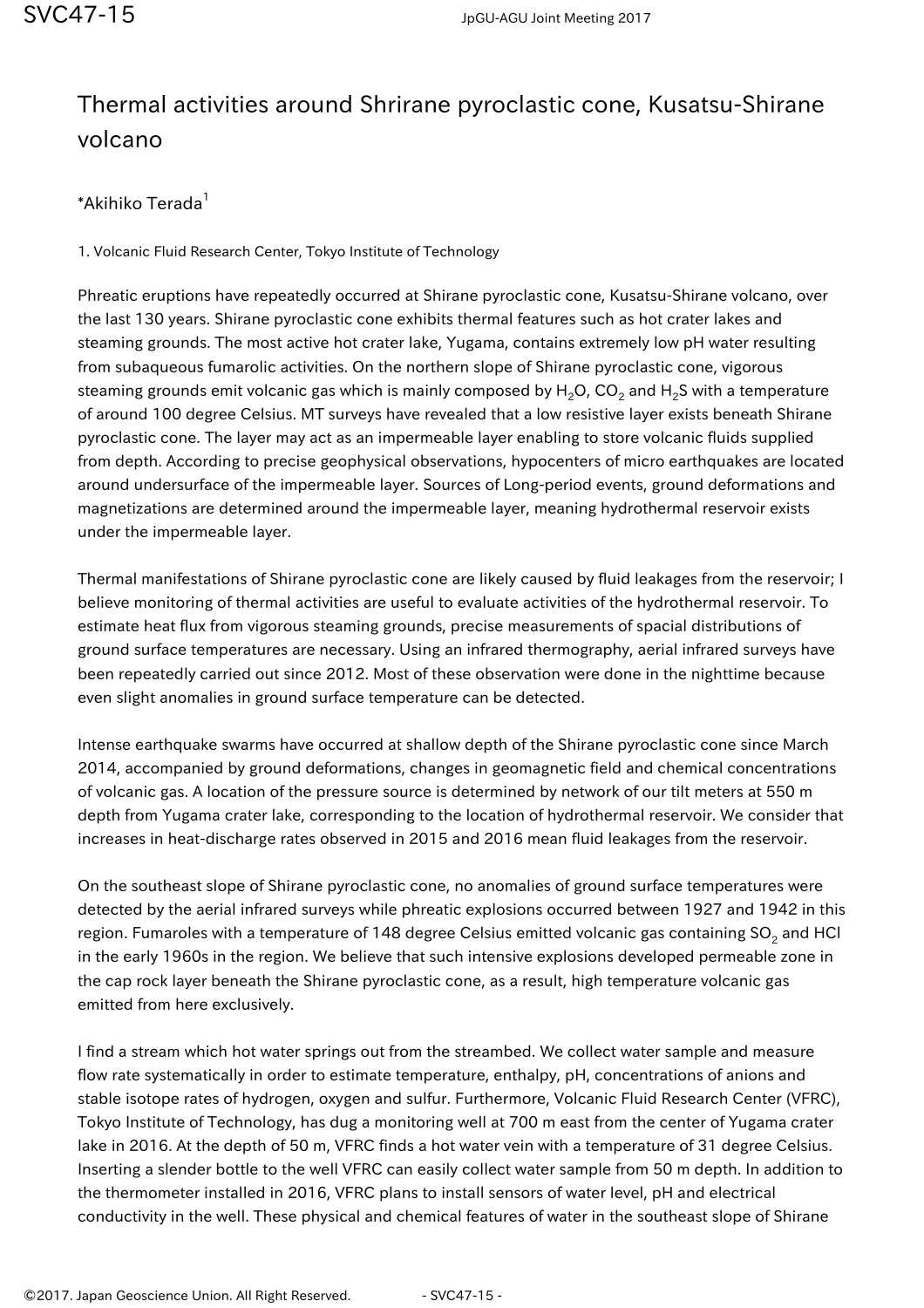# Thermal activities around Shrirane pyroclastic cone, Kusatsu-Shirane volcano

*Akihiko Terada[1]

1. Volcanic Fluid Research Center, Tokyo Institute of Technology

Phreatic eruptions have repeatedly occurred at Shirane pyroclastic cone, Kusatsu-Shirane volcano, over the last 130 years. Shirane pyroclastic cone exhibits thermal features such as hot crater lakes and steaming grounds. The most active hot crater lake, Yugama, contains extremely low pH water resulting from subaqueous fumarolic activities. On the northern slope of Shirane pyroclastic cone, vigorous steaming grounds emit volcanic gas which is mainly composed by $H_2O$, $CO_2$ and $H_2S$ with a temperature of around 100 degree Celsius. MT surveys have revealed that a low resistive layer exists beneath Shirane pyroclastic cone. The layer may act as an impermeable layer enabling to store volcanic fluids supplied from depth. According to precise geophysical observations, hypocenters of micro earthquakes are located around undersurface of the impermeable layer. Sources of Long-period events, ground deformations and magnetizations are determined around the impermeable layer, meaning hydrothermal reservoir exists under the impermeable layer.

Thermal manifestations of Shirane pyroclastic cone are likely caused by fluid leakages from the reservoir; I believe monitoring of thermal activities are useful to evaluate activities of the hydrothermal reservoir. To estimate heat flux from vigorous steaming grounds, precise measurements of spacial distributions of ground surface temperatures are necessary. Using an infrared thermography, aerial infrared surveys have been repeatedly carried out since 2012. Most of these observation were done in the nighttime because even slight anomalies in ground surface temperature can be detected.

Intense earthquake swarms have occurred at shallow depth of the Shirane pyroclastic cone since March 2014, accompanied by ground deformations, changes in geomagnetic field and chemical concentrations of volcanic gas. A location of the pressure source is determined by network of our tilt meters at 550 m depth from Yugama crater lake, corresponding to the location of hydrothermal reservoir. We consider that increases in heat-discharge rates observed in 2015 and 2016 mean fluid leakages from the reservoir.

On the southeast slope of Shirane pyroclastic cone, no anomalies of ground surface temperatures were detected by the aerial infrared surveys while phreatic explosions occurred between 1927 and 1942 in this region. Fumaroles with a temperature of 148 degree Celsius emitted volcanic gas containing $SO_2$ and HCl in the early 1960s in the region. We believe that such intensive explosions developed permeable zone in the cap rock layer beneath the Shirane pyroclastic cone, as a result, high temperature volcanic gas emitted from here exclusively.

I find a stream which hot water springs out from the streambed. We collect water sample and measure flow rate systematically in order to estimate temperature, enthalpy, pH, concentrations of anions and stable isotope rates of hydrogen, oxygen and sulfur. Furthermore, Volcanic Fluid Research Center (VFRC), Tokyo Institute of Technology, has dug a monitoring well at 700 m east from the center of Yugama crater lake in 2016. At the depth of 50 m, VFRC finds a hot water vein with a temperature of 31 degree Celsius. Inserting a slender bottle to the well VFRC can easily collect water sample from 50 m depth. In addition to the thermometer installed in 2016, VFRC plans to install sensors of water level, pH and electrical conductivity in the well. These physical and chemical features of water in the southeast slope of Shirane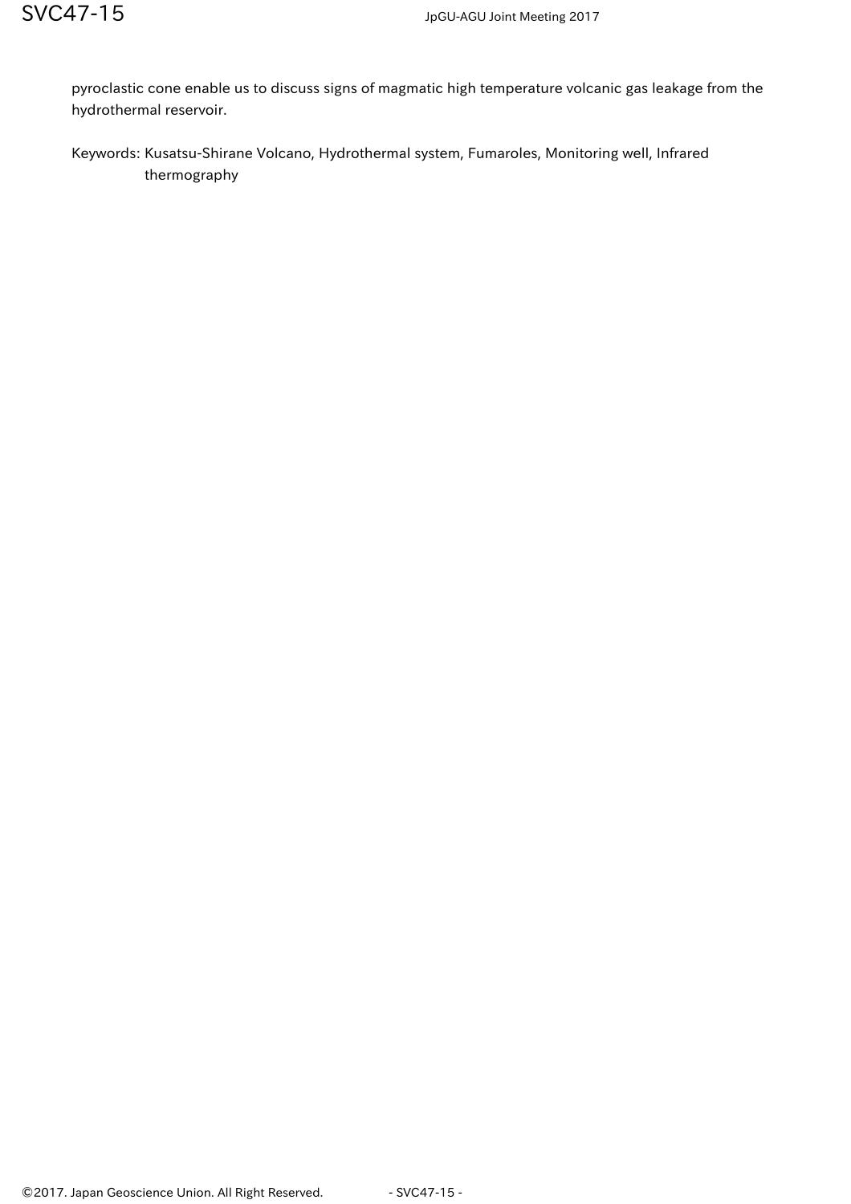pyroclastic cone enable us to discuss signs of magmatic high temperature volcanic gas leakage from the hydrothermal reservoir.

Keywords: Kusatsu-Shirane Volcano, Hydrothermal system, Fumaroles, Monitoring well, Infrared thermography